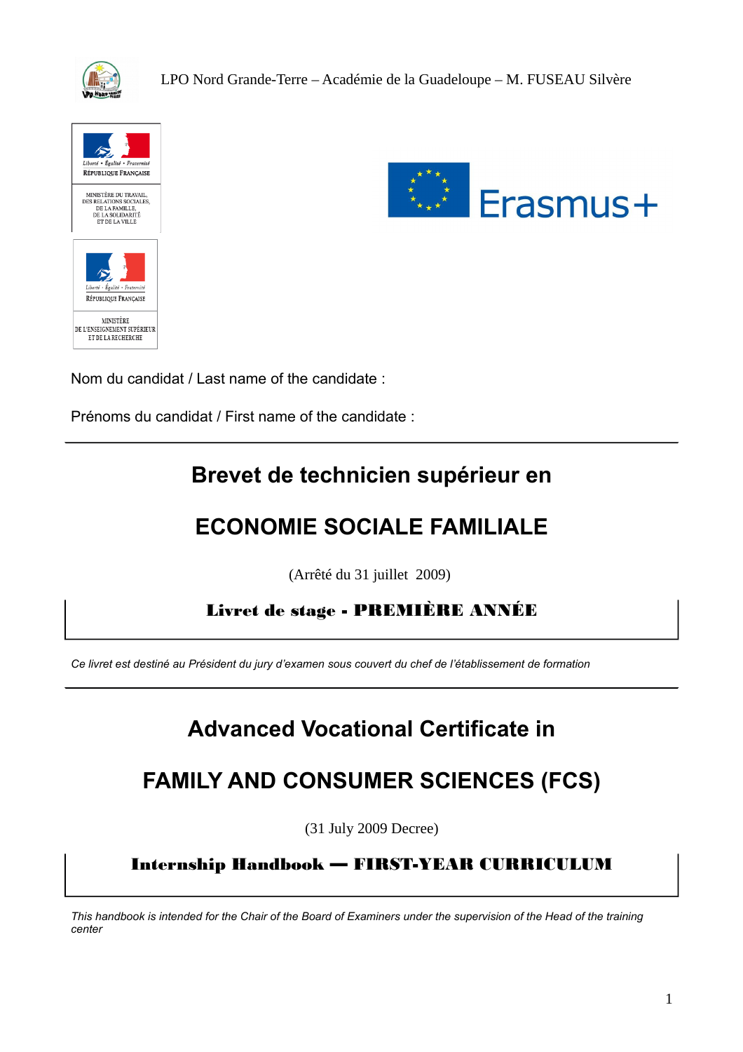LPO Nord Grande-Terre – Académie de la Guadeloupe – M. FUSEAU Silvère

Liberté • Égalité • Fraternité
RÉPUBLIQUE FRANÇAISE
MINISTÈRE DU TRAVAIL, DES RELATIONS SOCIALES, DE LA FAMILLE, DE LA SOLIDARITÉ ET DE LA VILLE

Liberté • Égalité • Fraternité
RÉPUBLIQUE FRANÇAISE
MINISTÈRE DE L'ENSEIGNEMENT SUPÉRIEUR ET DE LA RECHERCHE

Erasmus+

Nom du candidat / Last name of the candidate :

Prénoms du candidat / First name of the candidate :

---

# Brevet de technicien supérieur en

# ECONOMIE SOCIALE FAMILIALE

(Arrêté du 31 juillet 2009)

## Livret de stage - PREMIÈRE ANNÉE

*Ce livret est destiné au Président du jury d'examen sous couvert du chef de l'établissement de formation*

---

# Advanced Vocational Certificate in

# FAMILY AND CONSUMER SCIENCES (FCS)

(31 July 2009 Decree)

## Internship Handbook — FIRST-YEAR CURRICULUM

*This handbook is intended for the Chair of the Board of Examiners under the supervision of the Head of the training center*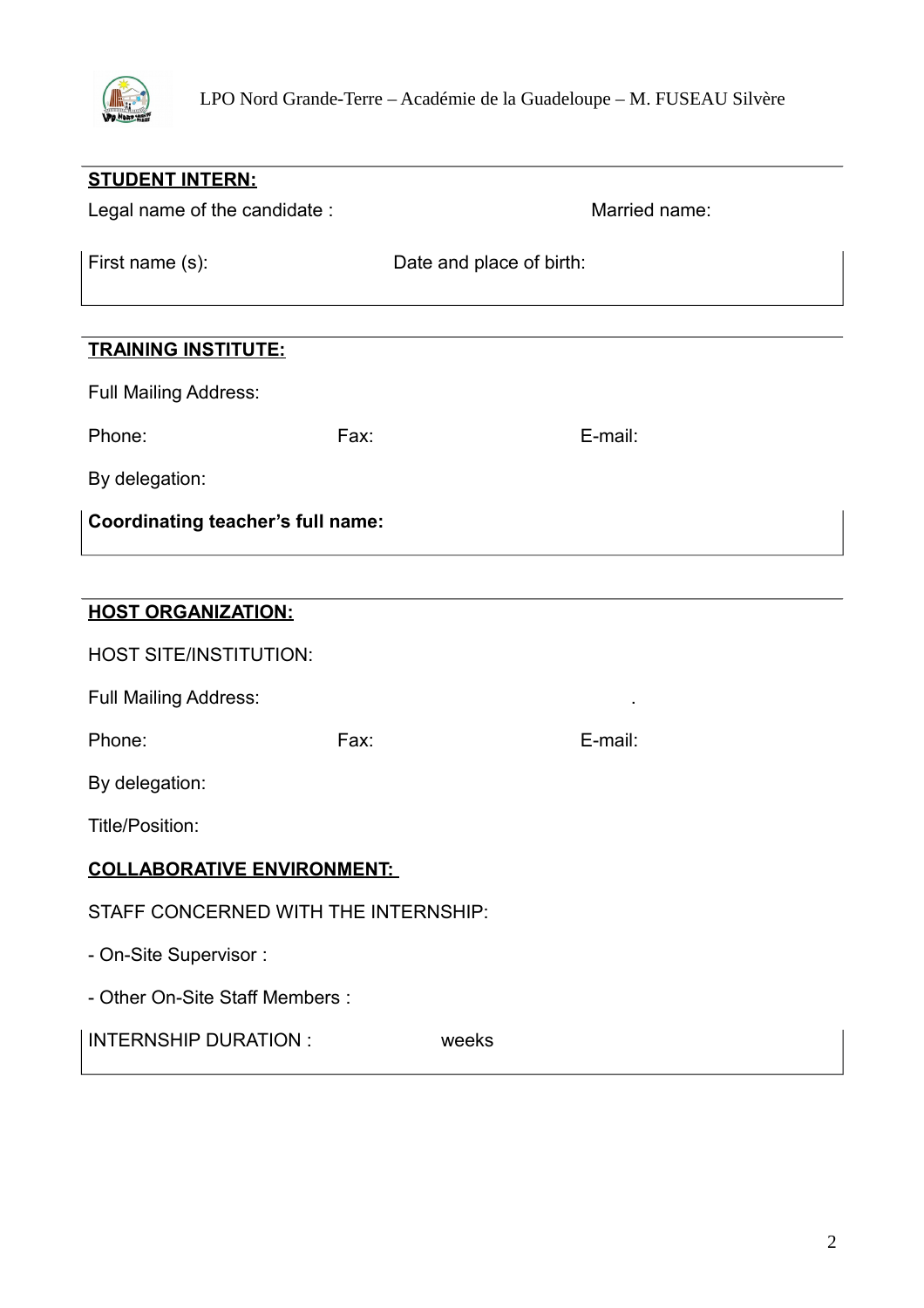**STUDENT INTERN:**

Legal name of the candidate : Married name:

First name (s): Date and place of birth:

**TRAINING INSTITUTE:**

Full Mailing Address:

Phone: Fax: E-mail:

By delegation:

**Coordinating teacher's full name:**

**HOST ORGANIZATION:**

HOST SITE/INSTITUTION:

Full Mailing Address: .

Phone: Fax: E-mail:

By delegation:

Title/Position:

**COLLABORATIVE ENVIRONMENT:**

STAFF CONCERNED WITH THE INTERNSHIP:

- On-Site Supervisor :
- Other On-Site Staff Members :

INTERNSHIP DURATION : weeks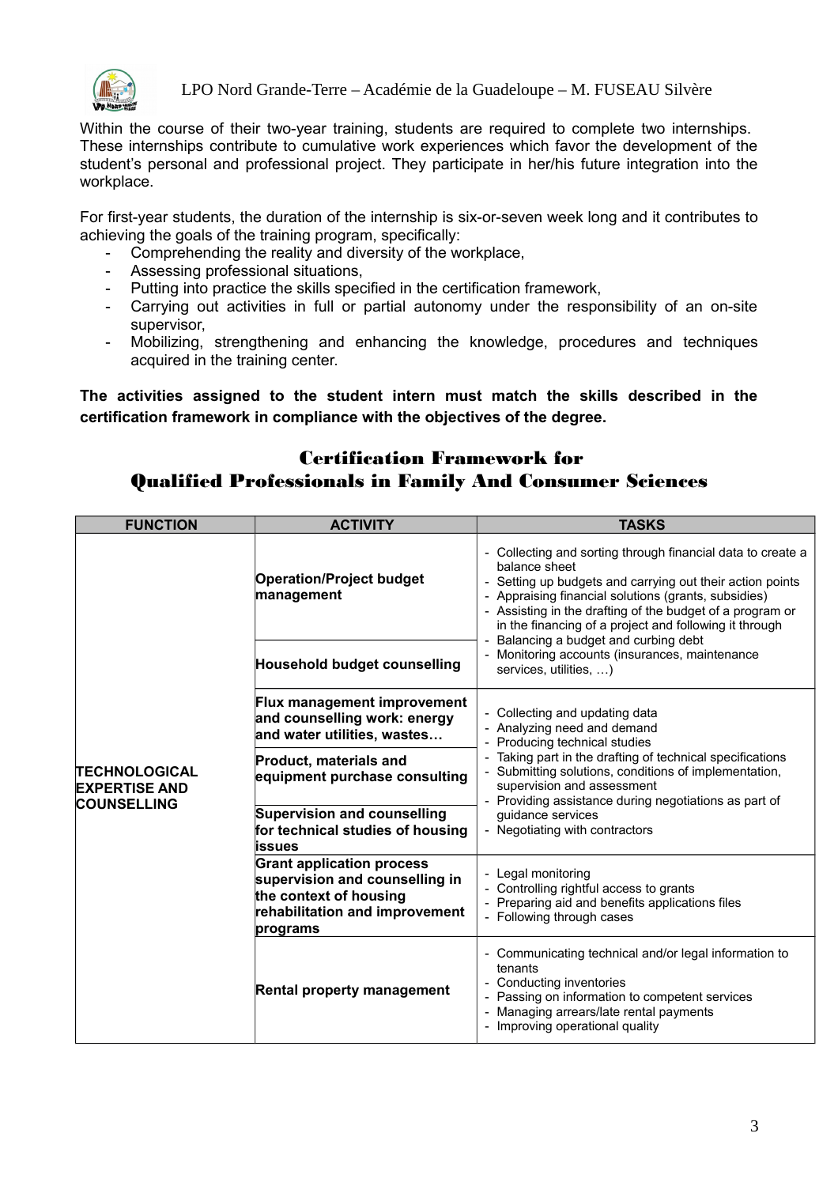Within the course of their two-year training, students are required to complete two internships. These internships contribute to cumulative work experiences which favor the development of the student's personal and professional project. They participate in her/his future integration into the workplace.

For first-year students, the duration of the internship is six-or-seven week long and it contributes to achieving the goals of the training program, specifically:

- Comprehending the reality and diversity of the workplace,
- Assessing professional situations,
- Putting into practice the skills specified in the certification framework,
- Carrying out activities in full or partial autonomy under the responsibility of an on-site supervisor,
- Mobilizing, strengthening and enhancing the knowledge, procedures and techniques acquired in the training center.

**The activities assigned to the student intern must match the skills described in the certification framework in compliance with the objectives of the degree.**

## Certification Framework for Qualified Professionals in Family And Consumer Sciences

| FUNCTION | ACTIVITY | TASKS |
|---|---|---|
| **TECHNOLOGICAL EXPERTISE AND COUNSELLING** | **Operation/Project budget management** | - Collecting and sorting through financial data to create a balance sheet<br>- Setting up budgets and carrying out their action points<br>- Appraising financial solutions (grants, subsidies)<br>- Assisting in the drafting of the budget of a program or in the financing of a project and following it through<br>- Balancing a budget and curbing debt<br>- Monitoring accounts (insurances, maintenance services, utilities, …) |
| | **Household budget counselling** | |
| | **Flux management improvement and counselling work: energy and water utilities, wastes…** | - Collecting and updating data<br>- Analyzing need and demand<br>- Producing technical studies<br>- Taking part in the drafting of technical specifications<br>- Submitting solutions, conditions of implementation, supervision and assessment<br>- Providing assistance during negotiations as part of guidance services<br>- Negotiating with contractors |
| | **Product, materials and equipment purchase consulting** | |
| | **Supervision and counselling for technical studies of housing issues** | |
| | **Grant application process supervision and counselling in the context of housing rehabilitation and improvement programs** | - Legal monitoring<br>- Controlling rightful access to grants<br>- Preparing aid and benefits applications files<br>- Following through cases |
| | **Rental property management** | - Communicating technical and/or legal information to tenants<br>- Conducting inventories<br>- Passing on information to competent services<br>- Managing arrears/late rental payments<br>- Improving operational quality |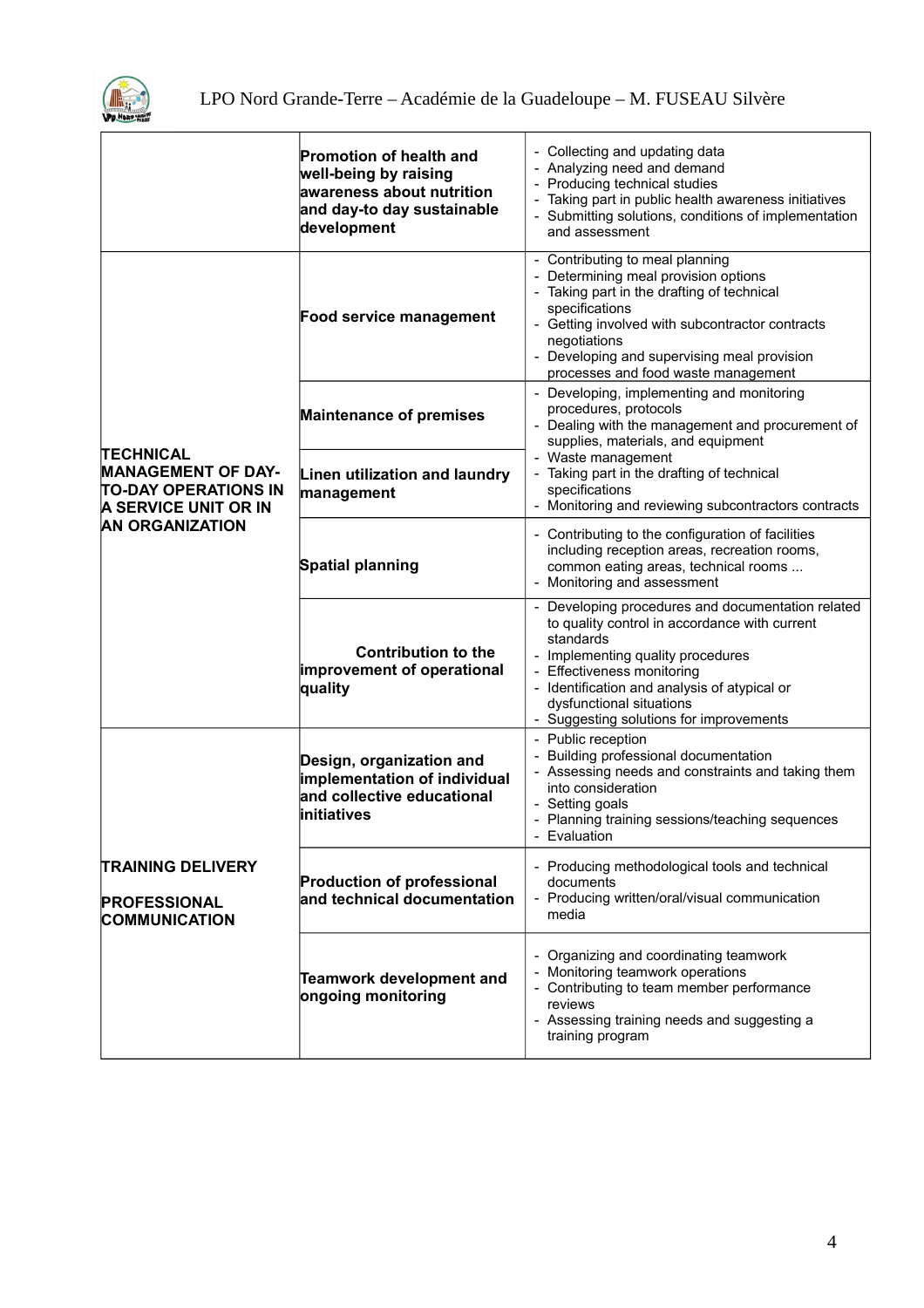| | | |
|---|---|---|
| | **Promotion of health and well-being by raising awareness about nutrition and day-to day sustainable development** | - Collecting and updating data<br>- Analyzing need and demand<br>- Producing technical studies<br>- Taking part in public health awareness initiatives<br>- Submitting solutions, conditions of implementation and assessment |
| **TECHNICAL MANAGEMENT OF DAY-TO-DAY OPERATIONS IN A SERVICE UNIT OR IN AN ORGANIZATION** | **Food service management** | - Contributing to meal planning<br>- Determining meal provision options<br>- Taking part in the drafting of technical specifications<br>- Getting involved with subcontractor contracts negotiations<br>- Developing and supervising meal provision processes and food waste management |
| | **Maintenance of premises**<br><br>**Linen utilization and laundry management** | - Developing, implementing and monitoring procedures, protocols<br>- Dealing with the management and procurement of supplies, materials, and equipment<br>- Waste management<br>- Taking part in the drafting of technical specifications<br>- Monitoring and reviewing subcontractors contracts |
| | **Spatial planning** | - Contributing to the configuration of facilities including reception areas, recreation rooms, common eating areas, technical rooms ...<br>- Monitoring and assessment |
| | **Contribution to the improvement of operational quality** | - Developing procedures and documentation related to quality control in accordance with current standards<br>- Implementing quality procedures<br>- Effectiveness monitoring<br>- Identification and analysis of atypical or dysfunctional situations<br>- Suggesting solutions for improvements |
| **TRAINING DELIVERY**<br><br>**PROFESSIONAL COMMUNICATION** | **Design, organization and implementation of individual and collective educational initiatives** | - Public reception<br>- Building professional documentation<br>- Assessing needs and constraints and taking them into consideration<br>- Setting goals<br>- Planning training sessions/teaching sequences<br>- Evaluation |
| | **Production of professional and technical documentation** | - Producing methodological tools and technical documents<br>- Producing written/oral/visual communication media |
| | **Teamwork development and ongoing monitoring** | - Organizing and coordinating teamwork<br>- Monitoring teamwork operations<br>- Contributing to team member performance reviews<br>- Assessing training needs and suggesting a training program |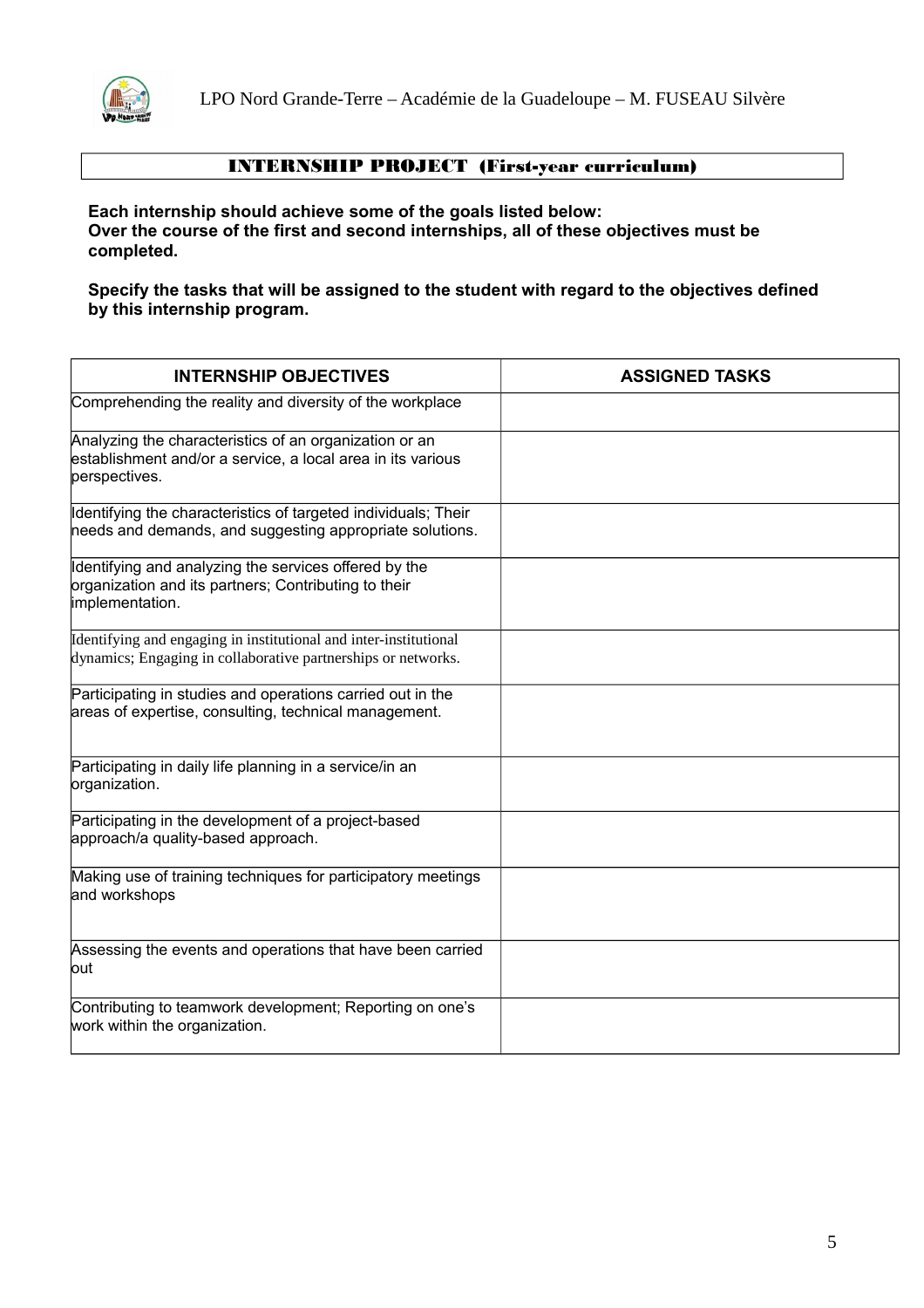## INTERNSHIP PROJECT (First-year curriculum)

**Each internship should achieve some of the goals listed below:**
**Over the course of the first and second internships, all of these objectives must be completed.**

**Specify the tasks that will be assigned to the student with regard to the objectives defined by this internship program.**

| INTERNSHIP OBJECTIVES | ASSIGNED TASKS |
|---|---|
| Comprehending the reality and diversity of the workplace | |
| Analyzing the characteristics of an organization or an establishment and/or a service, a local area in its various perspectives. | |
| Identifying the characteristics of targeted individuals; Their needs and demands, and suggesting appropriate solutions. | |
| Identifying and analyzing the services offered by the organization and its partners; Contributing to their implementation. | |
| Identifying and engaging in institutional and inter-institutional dynamics; Engaging in collaborative partnerships or networks. | |
| Participating in studies and operations carried out in the areas of expertise, consulting, technical management. | |
| Participating in daily life planning in a service/in an organization. | |
| Participating in the development of a project-based approach/a quality-based approach. | |
| Making use of training techniques for participatory meetings and workshops | |
| Assessing the events and operations that have been carried out | |
| Contributing to teamwork development; Reporting on one's work within the organization. | |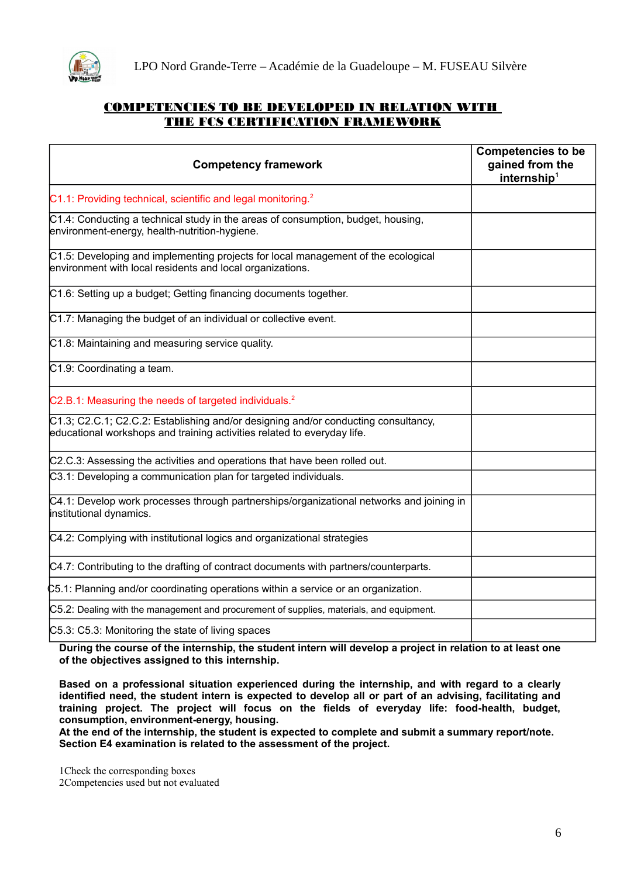## COMPETENCIES TO BE DEVELOPED IN RELATION WITH THE FCS CERTIFICATION FRAMEWORK

| Competency framework | Competencies to be gained from the internship[1] |
|---|---|
| C1.1: Providing technical, scientific and legal monitoring.[2] | |
| C1.4: Conducting a technical study in the areas of consumption, budget, housing, environment-energy, health-nutrition-hygiene. | |
| C1.5: Developing and implementing projects for local management of the ecological environment with local residents and local organizations. | |
| C1.6: Setting up a budget; Getting financing documents together. | |
| C1.7: Managing the budget of an individual or collective event. | |
| C1.8: Maintaining and measuring service quality. | |
| C1.9: Coordinating a team. | |
| C2.B.1: Measuring the needs of targeted individuals.[2] | |
| C1.3; C2.C.1; C2.C.2: Establishing and/or designing and/or conducting consultancy, educational workshops and training activities related to everyday life. | |
| C2.C.3: Assessing the activities and operations that have been rolled out. | |
| C3.1: Developing a communication plan for targeted individuals. | |
| C4.1: Develop work processes through partnerships/organizational networks and joining in institutional dynamics. | |
| C4.2: Complying with institutional logics and organizational strategies | |
| C4.7: Contributing to the drafting of contract documents with partners/counterparts. | |
| C5.1: Planning and/or coordinating operations within a service or an organization. | |
| C5.2: Dealing with the management and procurement of supplies, materials, and equipment. | |
| C5.3: C5.3: Monitoring the state of living spaces | |

**During the course of the internship, the student intern will develop a project in relation to at least one of the objectives assigned to this internship.**

**Based on a professional situation experienced during the internship, and with regard to a clearly identified need, the student intern is expected to develop all or part of an advising, facilitating and training project. The project will focus on the fields of everyday life: food-health, budget, consumption, environment-energy, housing.**
**At the end of the internship, the student is expected to complete and submit a summary report/note.**
**Section E4 examination is related to the assessment of the project.**

1Check the corresponding boxes
2Competencies used but not evaluated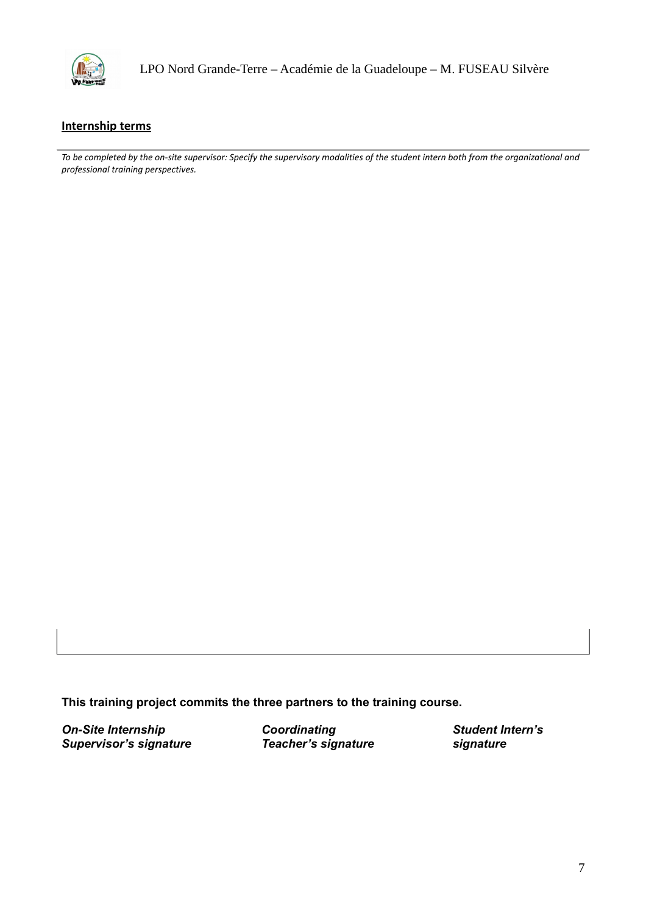**Internship terms**

*To be completed by the on-site supervisor: Specify the supervisory modalities of the student intern both from the organizational and professional training perspectives.*

**This training project commits the three partners to the training course.**

| ***On-Site Internship Supervisor's signature*** | ***Coordinating Teacher's signature*** | ***Student Intern's signature*** |
|---|---|---|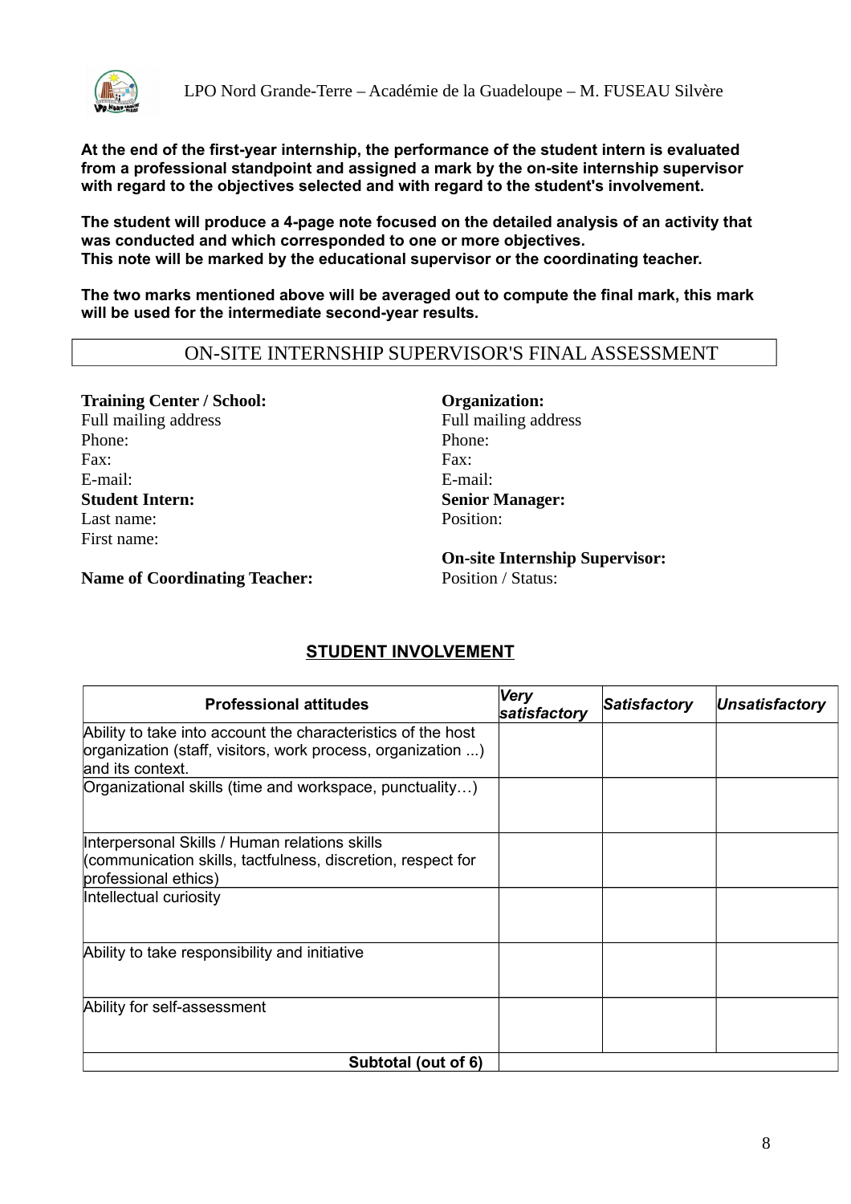**At the end of the first-year internship, the performance of the student intern is evaluated from a professional standpoint and assigned a mark by the on-site internship supervisor with regard to the objectives selected and with regard to the student's involvement.**

**The student will produce a 4-page note focused on the detailed analysis of an activity that was conducted and which corresponded to one or more objectives.**
**This note will be marked by the educational supervisor or the coordinating teacher.**

**The two marks mentioned above will be averaged out to compute the final mark, this mark will be used for the intermediate second-year results.**

## ON-SITE INTERNSHIP SUPERVISOR'S FINAL ASSESSMENT

**Training Center / School:**
Full mailing address
Phone:
Fax:
E-mail:

**Student Intern:**
Last name:
First name:

**Name of Coordinating Teacher:**

**Organization:**
Full mailing address
Phone:
Fax:
E-mail:

**Senior Manager:**
Position:

**On-site Internship Supervisor:**
Position / Status:

## STUDENT INVOLVEMENT

| Professional attitudes | *Very satisfactory* | *Satisfactory* | *Unsatisfactory* |
|---|---|---|---|
| Ability to take into account the characteristics of the host organization (staff, visitors, work process, organization ...) and its context. | | | |
| Organizational skills (time and workspace, punctuality…) | | | |
| Interpersonal Skills / Human relations skills (communication skills, tactfulness, discretion, respect for professional ethics) | | | |
| Intellectual curiosity | | | |
| Ability to take responsibility and initiative | | | |
| Ability for self-assessment | | | |
| **Subtotal (out of 6)** | | | |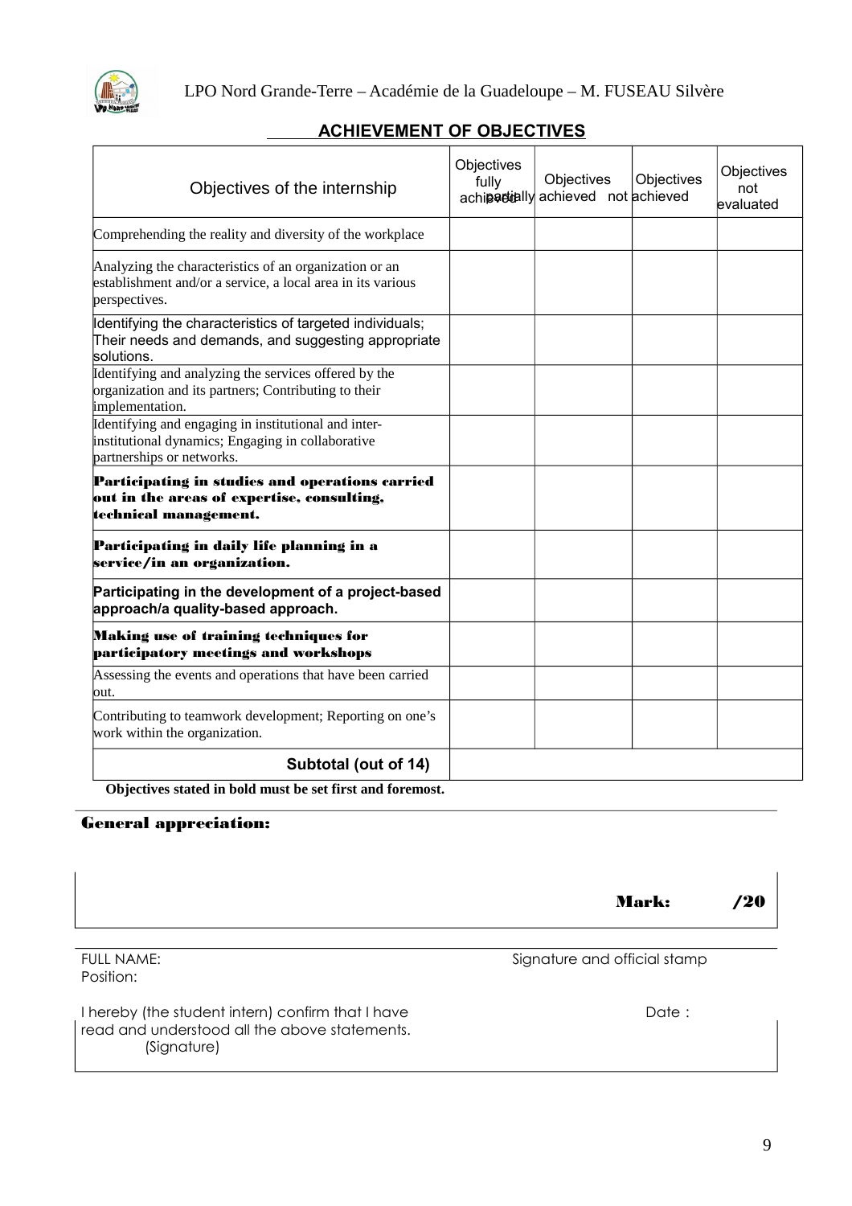## ACHIEVEMENT OF OBJECTIVES

| Objectives of the internship | Objectives fully achieved | Objectives partially achieved | Objectives not achieved | Objectives not evaluated |
|---|---|---|---|---|
| Comprehending the reality and diversity of the workplace | | | | |
| Analyzing the characteristics of an organization or an establishment and/or a service, a local area in its various perspectives. | | | | |
| Identifying the characteristics of targeted individuals; Their needs and demands, and suggesting appropriate solutions. | | | | |
| Identifying and analyzing the services offered by the organization and its partners; Contributing to their implementation. | | | | |
| Identifying and engaging in institutional and inter-institutional dynamics; Engaging in collaborative partnerships or networks. | | | | |
| **Participating in studies and operations carried out in the areas of expertise, consulting, technical management.** | | | | |
| **Participating in daily life planning in a service/in an organization.** | | | | |
| **Participating in the development of a project-based approach/a quality-based approach.** | | | | |
| **Making use of training techniques for participatory meetings and workshops** | | | | |
| Assessing the events and operations that have been carried out. | | | | |
| Contributing to teamwork development; Reporting on one's work within the organization. | | | | |
| **Subtotal (out of 14)** | | | | |

**Objectives stated in bold must be set first and foremost.**

**General appreciation:**

**Mark: /20**

FULL NAME:
Position:

Signature and official stamp

I hereby (the student intern) confirm that I have read and understood all the above statements.
(Signature)

Date :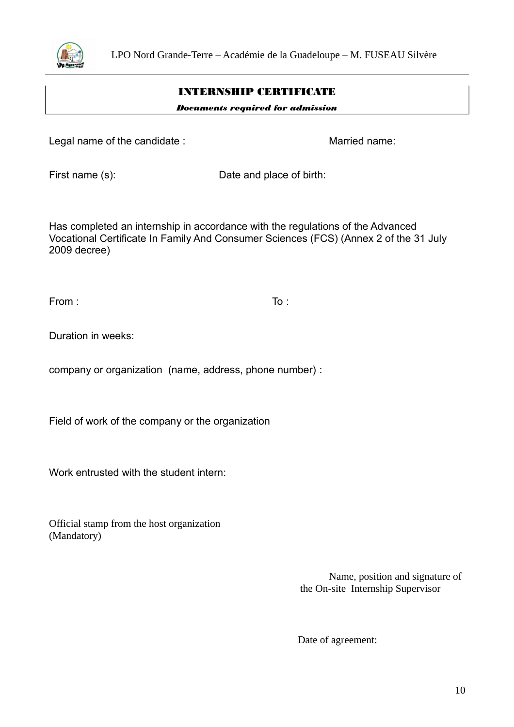# INTERNSHIP CERTIFICATE

***Documents required for admission***

Legal name of the candidate : Married name:

First name (s): Date and place of birth:

Has completed an internship in accordance with the regulations of the Advanced Vocational Certificate In Family And Consumer Sciences (FCS) (Annex 2 of the 31 July 2009 decree)

From : To :

Duration in weeks:

company or organization (name, address, phone number) :

Field of work of the company or the organization

Work entrusted with the student intern:

Official stamp from the host organization
(Mandatory)

Name, position and signature of
the On-site Internship Supervisor

Date of agreement: